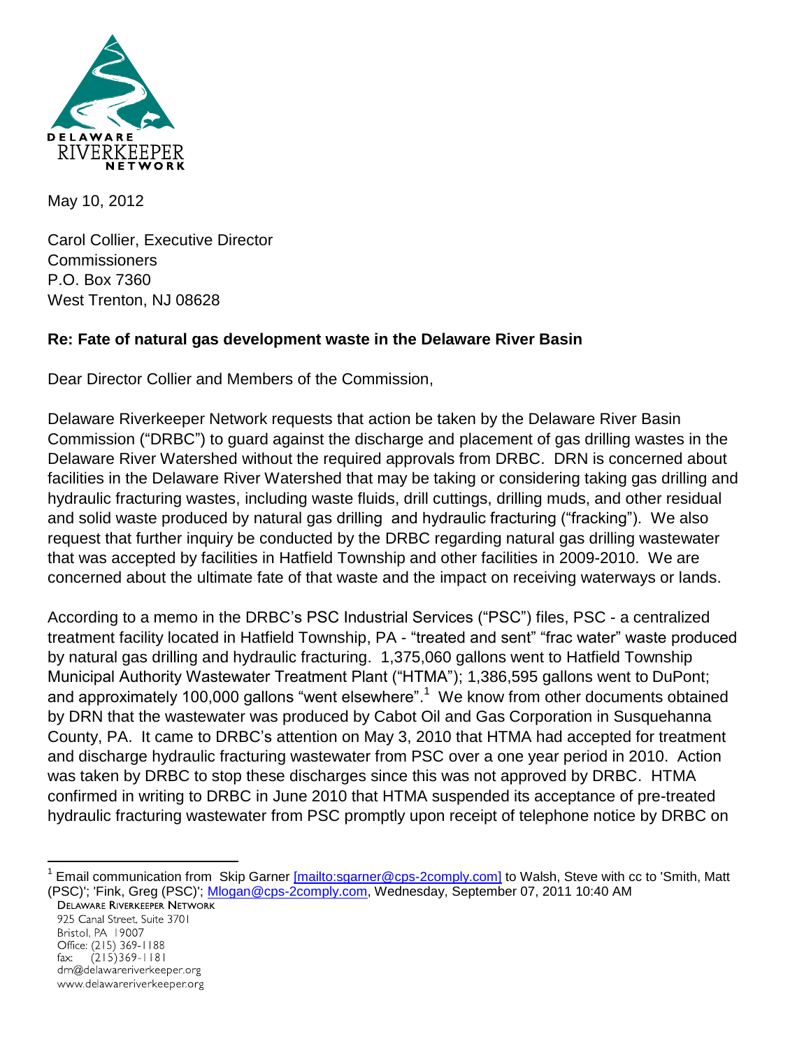DELAWARE RIVERKEEPER NETWORK

May 10, 2012

Carol Collier, Executive Director
Commissioners
P.O. Box 7360
West Trenton, NJ 08628

**Re: Fate of natural gas development waste in the Delaware River Basin**

Dear Director Collier and Members of the Commission,

Delaware Riverkeeper Network requests that action be taken by the Delaware River Basin Commission ("DRBC") to guard against the discharge and placement of gas drilling wastes in the Delaware River Watershed without the required approvals from DRBC. DRN is concerned about facilities in the Delaware River Watershed that may be taking or considering taking gas drilling and hydraulic fracturing wastes, including waste fluids, drill cuttings, drilling muds, and other residual and solid waste produced by natural gas drilling and hydraulic fracturing ("fracking"). We also request that further inquiry be conducted by the DRBC regarding natural gas drilling wastewater that was accepted by facilities in Hatfield Township and other facilities in 2009-2010. We are concerned about the ultimate fate of that waste and the impact on receiving waterways or lands.

According to a memo in the DRBC's PSC Industrial Services ("PSC") files, PSC - a centralized treatment facility located in Hatfield Township, PA - "treated and sent" "frac water" waste produced by natural gas drilling and hydraulic fracturing. 1,375,060 gallons went to Hatfield Township Municipal Authority Wastewater Treatment Plant ("HTMA"); 1,386,595 gallons went to DuPont; and approximately 100,000 gallons "went elsewhere".[1] We know from other documents obtained by DRN that the wastewater was produced by Cabot Oil and Gas Corporation in Susquehanna County, PA. It came to DRBC's attention on May 3, 2010 that HTMA had accepted for treatment and discharge hydraulic fracturing wastewater from PSC over a one year period in 2010. Action was taken by DRBC to stop these discharges since this was not approved by DRBC. HTMA confirmed in writing to DRBC in June 2010 that HTMA suspended its acceptance of pre-treated hydraulic fracturing wastewater from PSC promptly upon receipt of telephone notice by DRBC on

[1] Email communication from Skip Garner [mailto:sgarner@cps-2comply.com] to Walsh, Steve with cc to 'Smith, Matt (PSC)'; 'Fink, Greg (PSC)'; Mlogan@cps-2comply.com, Wednesday, September 07, 2011 10:40 AM

DELAWARE RIVERKEEPER NETWORK
925 Canal Street, Suite 3701
Bristol, PA 19007
Office: (215) 369-1188
fax: (215)369-1181
drn@delawareriverkeeper.org
www.delawareriverkeeper.org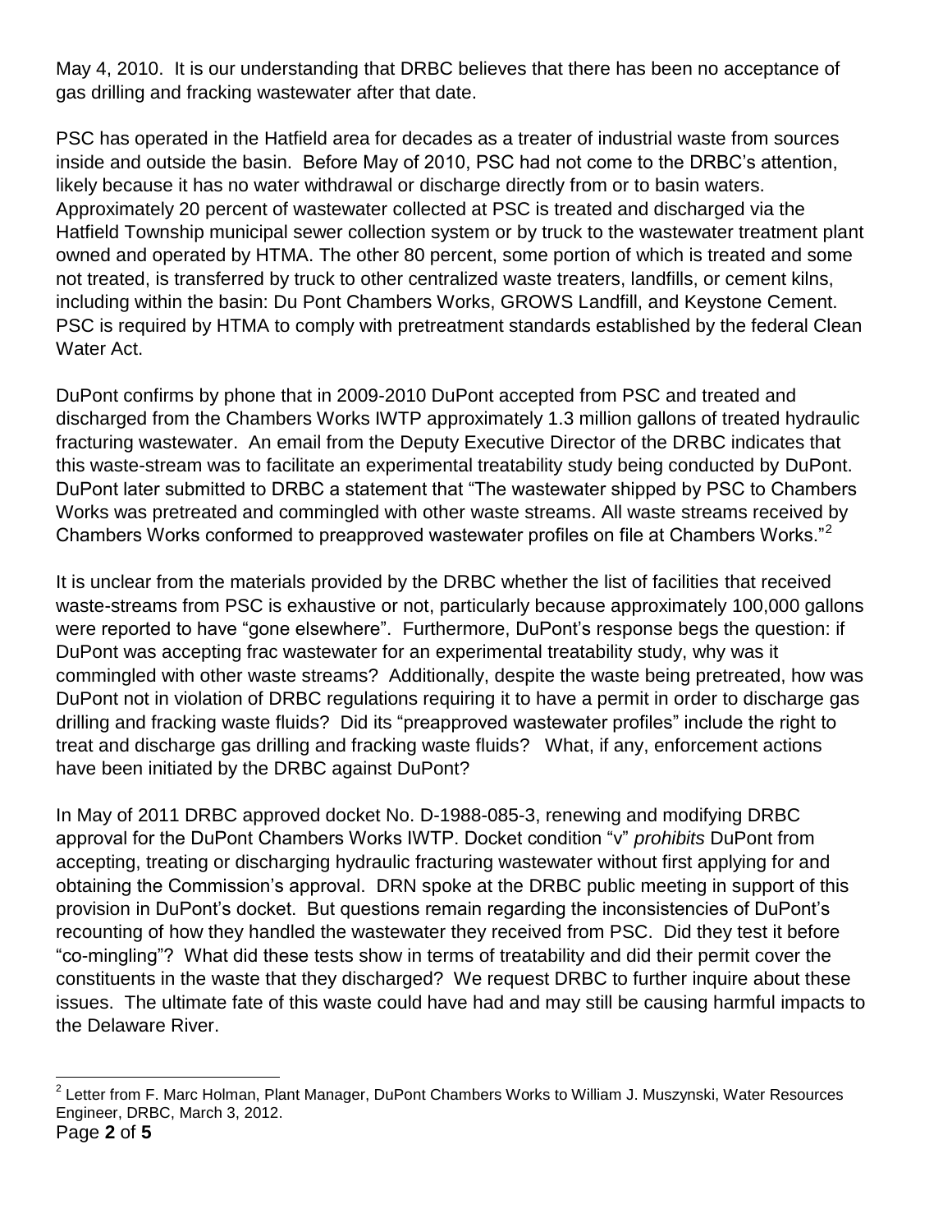May 4, 2010. It is our understanding that DRBC believes that there has been no acceptance of gas drilling and fracking wastewater after that date.

PSC has operated in the Hatfield area for decades as a treater of industrial waste from sources inside and outside the basin. Before May of 2010, PSC had not come to the DRBC's attention, likely because it has no water withdrawal or discharge directly from or to basin waters. Approximately 20 percent of wastewater collected at PSC is treated and discharged via the Hatfield Township municipal sewer collection system or by truck to the wastewater treatment plant owned and operated by HTMA. The other 80 percent, some portion of which is treated and some not treated, is transferred by truck to other centralized waste treaters, landfills, or cement kilns, including within the basin: Du Pont Chambers Works, GROWS Landfill, and Keystone Cement. PSC is required by HTMA to comply with pretreatment standards established by the federal Clean Water Act.

DuPont confirms by phone that in 2009-2010 DuPont accepted from PSC and treated and discharged from the Chambers Works IWTP approximately 1.3 million gallons of treated hydraulic fracturing wastewater. An email from the Deputy Executive Director of the DRBC indicates that this waste-stream was to facilitate an experimental treatability study being conducted by DuPont. DuPont later submitted to DRBC a statement that "The wastewater shipped by PSC to Chambers Works was pretreated and commingled with other waste streams. All waste streams received by Chambers Works conformed to preapproved wastewater profiles on file at Chambers Works."[2]

It is unclear from the materials provided by the DRBC whether the list of facilities that received waste-streams from PSC is exhaustive or not, particularly because approximately 100,000 gallons were reported to have "gone elsewhere". Furthermore, DuPont's response begs the question: if DuPont was accepting frac wastewater for an experimental treatability study, why was it commingled with other waste streams? Additionally, despite the waste being pretreated, how was DuPont not in violation of DRBC regulations requiring it to have a permit in order to discharge gas drilling and fracking waste fluids? Did its "preapproved wastewater profiles" include the right to treat and discharge gas drilling and fracking waste fluids? What, if any, enforcement actions have been initiated by the DRBC against DuPont?

In May of 2011 DRBC approved docket No. D-1988-085-3, renewing and modifying DRBC approval for the DuPont Chambers Works IWTP. Docket condition "v" *prohibits* DuPont from accepting, treating or discharging hydraulic fracturing wastewater without first applying for and obtaining the Commission's approval. DRN spoke at the DRBC public meeting in support of this provision in DuPont's docket. But questions remain regarding the inconsistencies of DuPont's recounting of how they handled the wastewater they received from PSC. Did they test it before "co-mingling"? What did these tests show in terms of treatability and did their permit cover the constituents in the waste that they discharged? We request DRBC to further inquire about these issues. The ultimate fate of this waste could have had and may still be causing harmful impacts to the Delaware River.

---

[2] Letter from F. Marc Holman, Plant Manager, DuPont Chambers Works to William J. Muszynski, Water Resources Engineer, DRBC, March 3, 2012.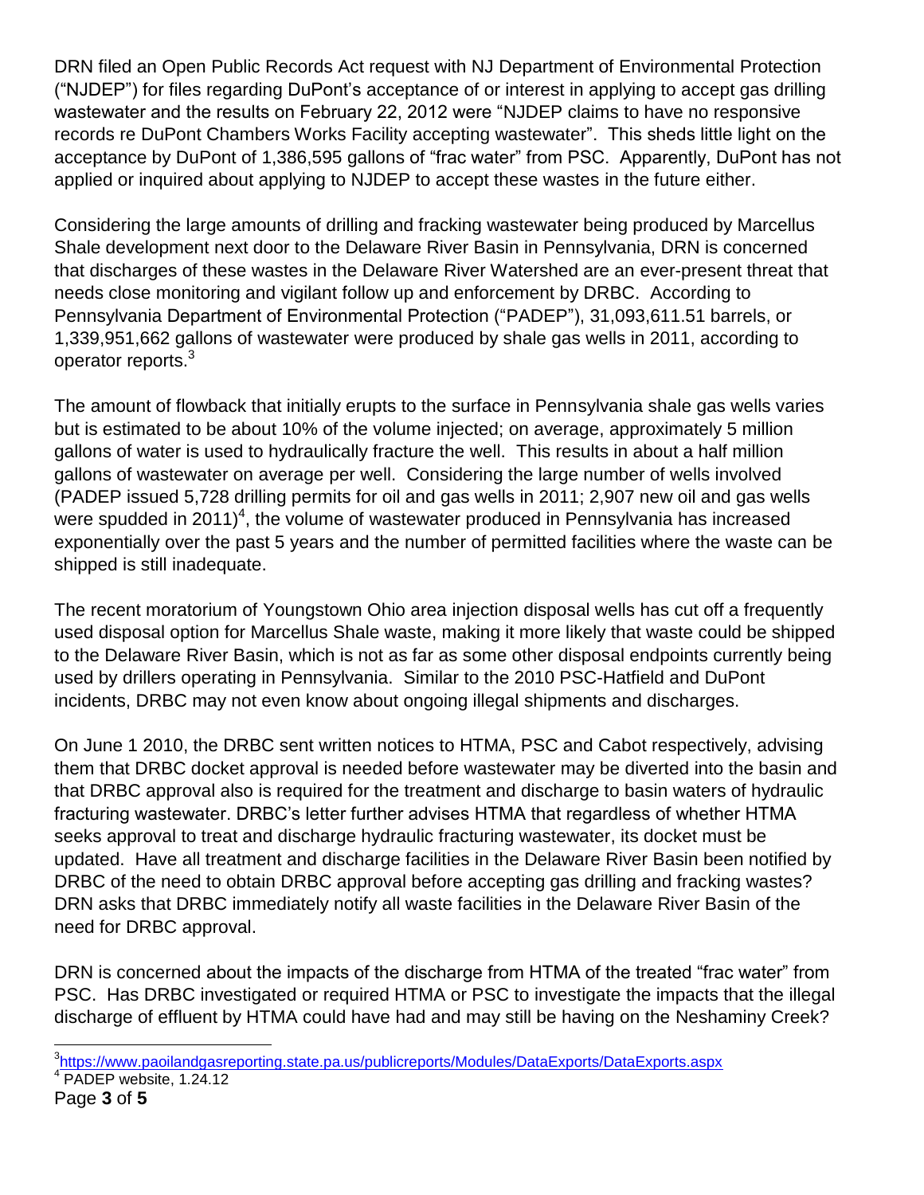DRN filed an Open Public Records Act request with NJ Department of Environmental Protection ("NJDEP") for files regarding DuPont's acceptance of or interest in applying to accept gas drilling wastewater and the results on February 22, 2012 were "NJDEP claims to have no responsive records re DuPont Chambers Works Facility accepting wastewater". This sheds little light on the acceptance by DuPont of 1,386,595 gallons of "frac water" from PSC. Apparently, DuPont has not applied or inquired about applying to NJDEP to accept these wastes in the future either.

Considering the large amounts of drilling and fracking wastewater being produced by Marcellus Shale development next door to the Delaware River Basin in Pennsylvania, DRN is concerned that discharges of these wastes in the Delaware River Watershed are an ever-present threat that needs close monitoring and vigilant follow up and enforcement by DRBC. According to Pennsylvania Department of Environmental Protection ("PADEP"), 31,093,611.51 barrels, or 1,339,951,662 gallons of wastewater were produced by shale gas wells in 2011, according to operator reports.[3]

The amount of flowback that initially erupts to the surface in Pennsylvania shale gas wells varies but is estimated to be about 10% of the volume injected; on average, approximately 5 million gallons of water is used to hydraulically fracture the well. This results in about a half million gallons of wastewater on average per well. Considering the large number of wells involved (PADEP issued 5,728 drilling permits for oil and gas wells in 2011; 2,907 new oil and gas wells were spudded in 2011)[4], the volume of wastewater produced in Pennsylvania has increased exponentially over the past 5 years and the number of permitted facilities where the waste can be shipped is still inadequate.

The recent moratorium of Youngstown Ohio area injection disposal wells has cut off a frequently used disposal option for Marcellus Shale waste, making it more likely that waste could be shipped to the Delaware River Basin, which is not as far as some other disposal endpoints currently being used by drillers operating in Pennsylvania. Similar to the 2010 PSC-Hatfield and DuPont incidents, DRBC may not even know about ongoing illegal shipments and discharges.

On June 1 2010, the DRBC sent written notices to HTMA, PSC and Cabot respectively, advising them that DRBC docket approval is needed before wastewater may be diverted into the basin and that DRBC approval also is required for the treatment and discharge to basin waters of hydraulic fracturing wastewater. DRBC's letter further advises HTMA that regardless of whether HTMA seeks approval to treat and discharge hydraulic fracturing wastewater, its docket must be updated. Have all treatment and discharge facilities in the Delaware River Basin been notified by DRBC of the need to obtain DRBC approval before accepting gas drilling and fracking wastes? DRN asks that DRBC immediately notify all waste facilities in the Delaware River Basin of the need for DRBC approval.

DRN is concerned about the impacts of the discharge from HTMA of the treated "frac water" from PSC. Has DRBC investigated or required HTMA or PSC to investigate the impacts that the illegal discharge of effluent by HTMA could have had and may still be having on the Neshaminy Creek?

---

[3] https://www.paoilandgasreporting.state.pa.us/publicreports/Modules/DataExports/DataExports.aspx

[4] PADEP website, 1.24.12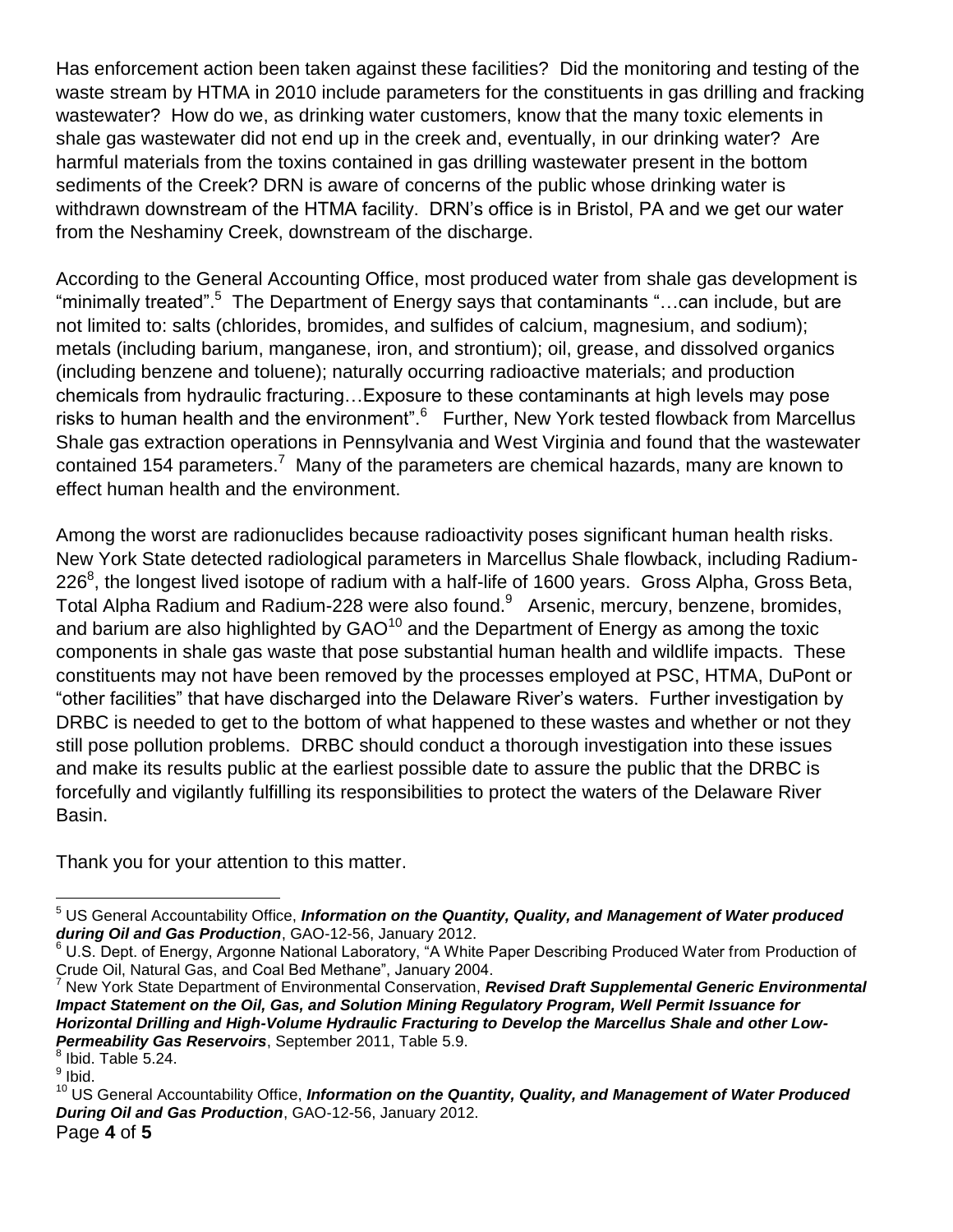Has enforcement action been taken against these facilities? Did the monitoring and testing of the waste stream by HTMA in 2010 include parameters for the constituents in gas drilling and fracking wastewater? How do we, as drinking water customers, know that the many toxic elements in shale gas wastewater did not end up in the creek and, eventually, in our drinking water? Are harmful materials from the toxins contained in gas drilling wastewater present in the bottom sediments of the Creek? DRN is aware of concerns of the public whose drinking water is withdrawn downstream of the HTMA facility. DRN's office is in Bristol, PA and we get our water from the Neshaminy Creek, downstream of the discharge.

According to the General Accounting Office, most produced water from shale gas development is "minimally treated".[5] The Department of Energy says that contaminants "…can include, but are not limited to: salts (chlorides, bromides, and sulfides of calcium, magnesium, and sodium); metals (including barium, manganese, iron, and strontium); oil, grease, and dissolved organics (including benzene and toluene); naturally occurring radioactive materials; and production chemicals from hydraulic fracturing…Exposure to these contaminants at high levels may pose risks to human health and the environment".[6] Further, New York tested flowback from Marcellus Shale gas extraction operations in Pennsylvania and West Virginia and found that the wastewater contained 154 parameters.[7] Many of the parameters are chemical hazards, many are known to effect human health and the environment.

Among the worst are radionuclides because radioactivity poses significant human health risks. New York State detected radiological parameters in Marcellus Shale flowback, including Radium-226[8], the longest lived isotope of radium with a half-life of 1600 years. Gross Alpha, Gross Beta, Total Alpha Radium and Radium-228 were also found.[9] Arsenic, mercury, benzene, bromides, and barium are also highlighted by GAO[10] and the Department of Energy as among the toxic components in shale gas waste that pose substantial human health and wildlife impacts. These constituents may not have been removed by the processes employed at PSC, HTMA, DuPont or "other facilities" that have discharged into the Delaware River's waters. Further investigation by DRBC is needed to get to the bottom of what happened to these wastes and whether or not they still pose pollution problems. DRBC should conduct a thorough investigation into these issues and make its results public at the earliest possible date to assure the public that the DRBC is forcefully and vigilantly fulfilling its responsibilities to protect the waters of the Delaware River Basin.

Thank you for your attention to this matter.

---

[5] US General Accountability Office, ***Information on the Quantity, Quality, and Management of Water produced during Oil and Gas Production***, GAO-12-56, January 2012.

[6] U.S. Dept. of Energy, Argonne National Laboratory, "A White Paper Describing Produced Water from Production of Crude Oil, Natural Gas, and Coal Bed Methane", January 2004.

[7] New York State Department of Environmental Conservation, ***Revised Draft Supplemental Generic Environmental Impact Statement on the Oil, Gas, and Solution Mining Regulatory Program, Well Permit Issuance for Horizontal Drilling and High-Volume Hydraulic Fracturing to Develop the Marcellus Shale and other Low-Permeability Gas Reservoirs***, September 2011, Table 5.9.

[8] Ibid. Table 5.24.

[9] Ibid.

[10] US General Accountability Office, ***Information on the Quantity, Quality, and Management of Water Produced During Oil and Gas Production***, GAO-12-56, January 2012.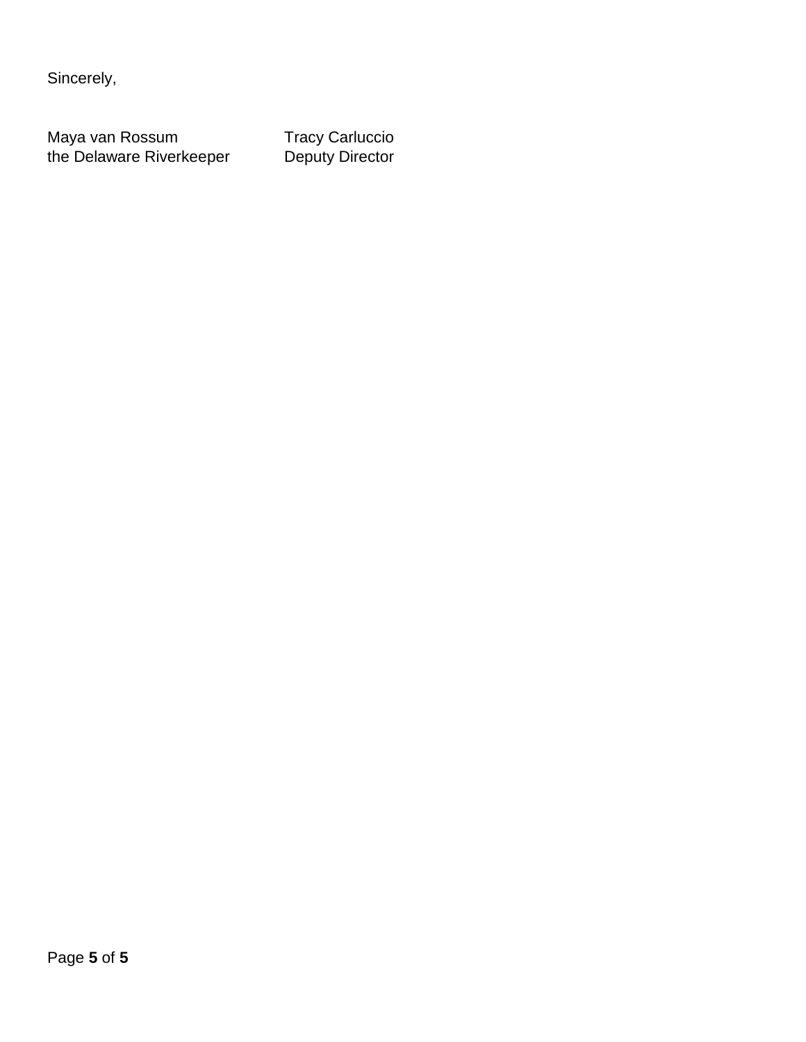Sincerely,

Maya van Rossum  
the Delaware Riverkeeper

Tracy Carluccio  
Deputy Director